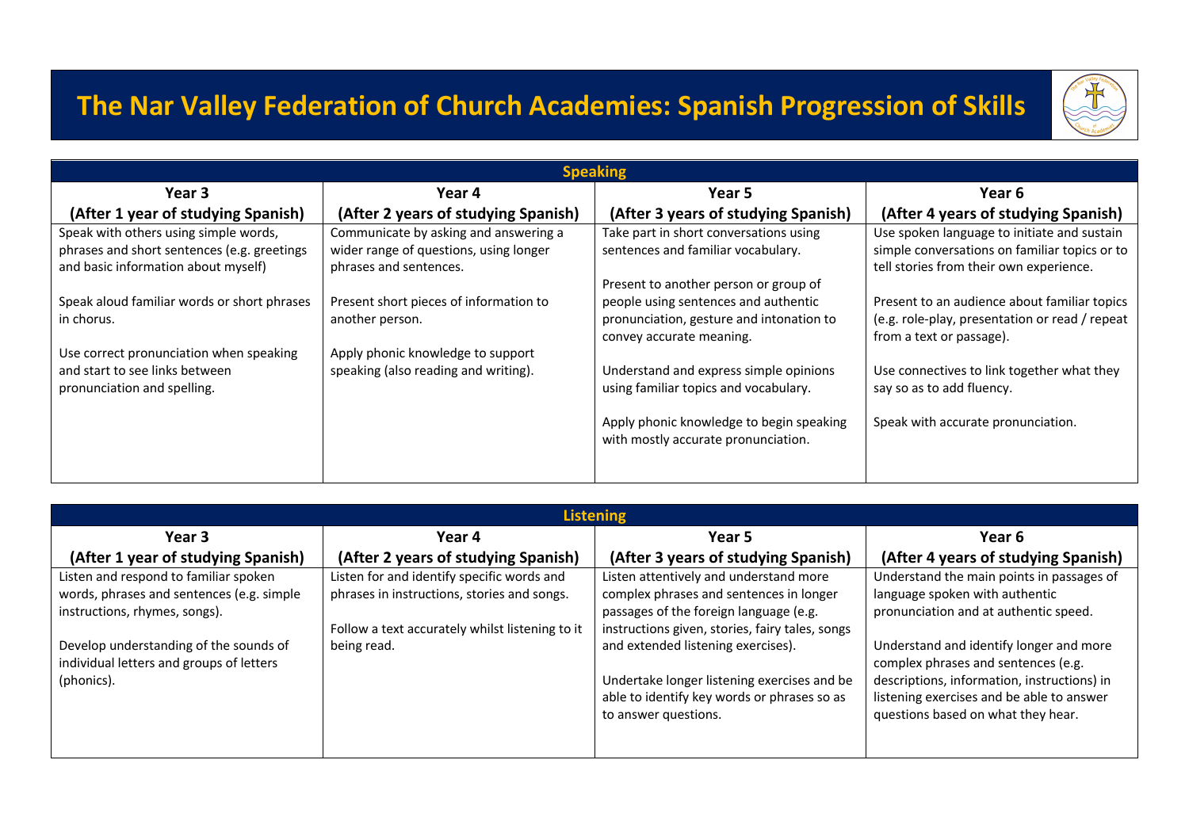# The Nar Valley Federation of Church Academies: Spanish Progression of Skills

## Speaking

| Year 3 (After 1 year of studying Spanish) | Year 4 (After 2 years of studying Spanish) | Year 5 (After 3 years of studying Spanish) | Year 6 (After 4 years of studying Spanish) |
|---|---|---|---|
| Speak with others using simple words, phrases and short sentences (e.g. greetings and basic information about myself)<br><br>Speak aloud familiar words or short phrases in chorus.<br><br>Use correct pronunciation when speaking and start to see links between pronunciation and spelling. | Communicate by asking and answering a wider range of questions, using longer phrases and sentences.<br><br>Present short pieces of information to another person.<br><br>Apply phonic knowledge to support speaking (also reading and writing). | Take part in short conversations using sentences and familiar vocabulary.<br><br>Present to another person or group of people using sentences and authentic pronunciation, gesture and intonation to convey accurate meaning.<br><br>Understand and express simple opinions using familiar topics and vocabulary.<br><br>Apply phonic knowledge to begin speaking with mostly accurate pronunciation. | Use spoken language to initiate and sustain simple conversations on familiar topics or to tell stories from their own experience.<br><br>Present to an audience about familiar topics (e.g. role-play, presentation or read / repeat from a text or passage).<br><br>Use connectives to link together what they say so as to add fluency.<br><br>Speak with accurate pronunciation. |

## Listening

| Year 3 (After 1 year of studying Spanish) | Year 4 (After 2 years of studying Spanish) | Year 5 (After 3 years of studying Spanish) | Year 6 (After 4 years of studying Spanish) |
|---|---|---|---|
| Listen and respond to familiar spoken words, phrases and sentences (e.g. simple instructions, rhymes, songs).<br><br>Develop understanding of the sounds of individual letters and groups of letters (phonics). | Listen for and identify specific words and phrases in instructions, stories and songs.<br><br>Follow a text accurately whilst listening to it being read. | Listen attentively and understand more complex phrases and sentences in longer passages of the foreign language (e.g. instructions given, stories, fairy tales, songs and extended listening exercises).<br><br>Undertake longer listening exercises and be able to identify key words or phrases so as to answer questions. | Understand the main points in passages of language spoken with authentic pronunciation and at authentic speed.<br><br>Understand and identify longer and more complex phrases and sentences (e.g. descriptions, information, instructions) in listening exercises and be able to answer questions based on what they hear. |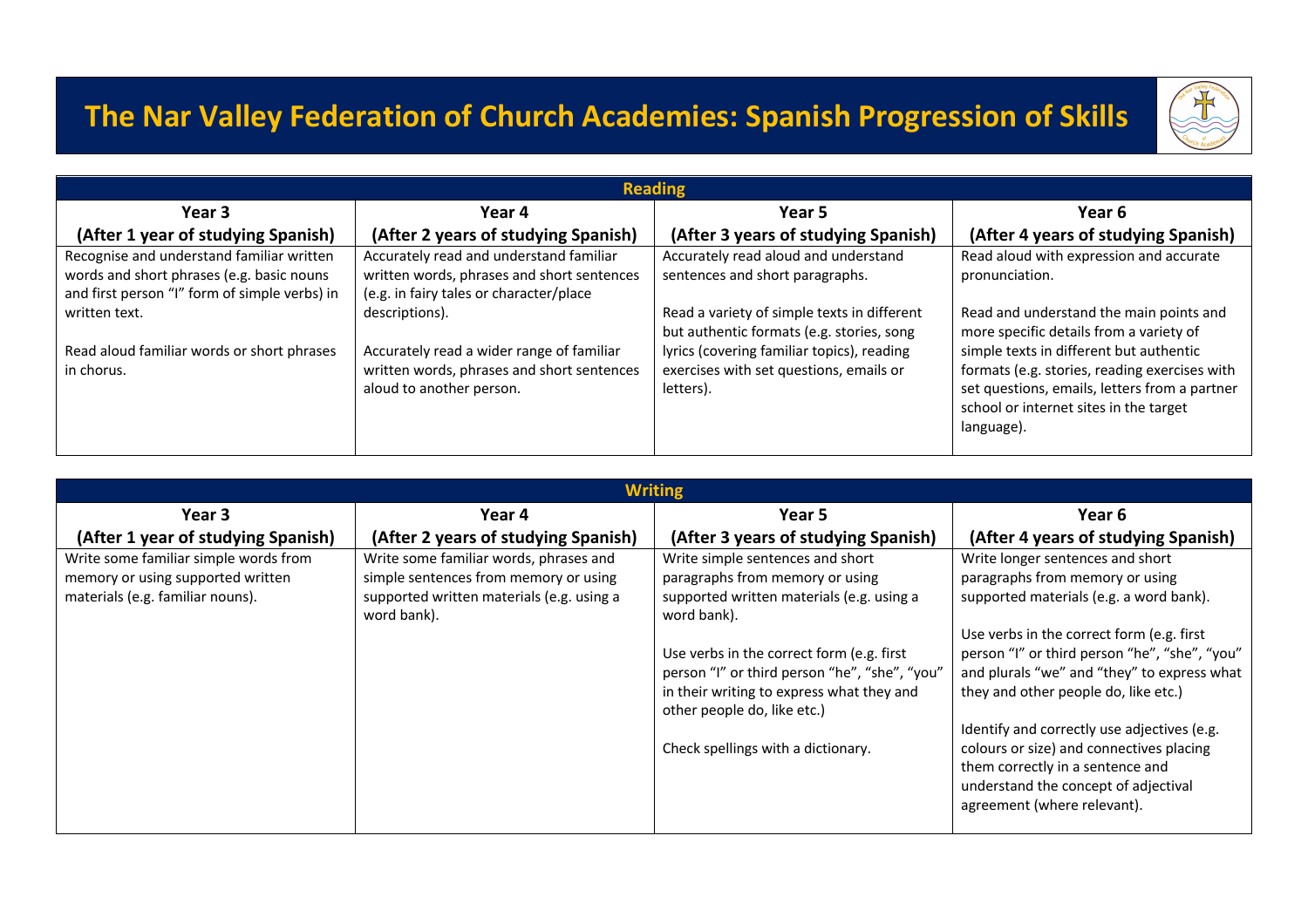# The Nar Valley Federation of Church Academies: Spanish Progression of Skills

## Reading

| Year 3 (After 1 year of studying Spanish) | Year 4 (After 2 years of studying Spanish) | Year 5 (After 3 years of studying Spanish) | Year 6 (After 4 years of studying Spanish) |
| --- | --- | --- | --- |
| Recognise and understand familiar written words and short phrases (e.g. basic nouns and first person "I" form of simple verbs) in written text.<br><br>Read aloud familiar words or short phrases in chorus. | Accurately read and understand familiar written words, phrases and short sentences (e.g. in fairy tales or character/place descriptions).<br><br>Accurately read a wider range of familiar written words, phrases and short sentences aloud to another person. | Accurately read aloud and understand sentences and short paragraphs.<br><br>Read a variety of simple texts in different but authentic formats (e.g. stories, song lyrics (covering familiar topics), reading exercises with set questions, emails or letters). | Read aloud with expression and accurate pronunciation.<br><br>Read and understand the main points and more specific details from a variety of simple texts in different but authentic formats (e.g. stories, reading exercises with set questions, emails, letters from a partner school or internet sites in the target language). |

## Writing

| Year 3 (After 1 year of studying Spanish) | Year 4 (After 2 years of studying Spanish) | Year 5 (After 3 years of studying Spanish) | Year 6 (After 4 years of studying Spanish) |
| --- | --- | --- | --- |
| Write some familiar simple words from memory or using supported written materials (e.g. familiar nouns). | Write some familiar words, phrases and simple sentences from memory or using supported written materials (e.g. using a word bank). | Write simple sentences and short paragraphs from memory or using supported written materials (e.g. using a word bank).<br><br>Use verbs in the correct form (e.g. first person "I" or third person "he", "she", "you" in their writing to express what they and other people do, like etc.)<br><br>Check spellings with a dictionary. | Write longer sentences and short paragraphs from memory or using supported materials (e.g. a word bank).<br><br>Use verbs in the correct form (e.g. first person "I" or third person "he", "she", "you" and plurals "we" and "they" to express what they and other people do, like etc.)<br><br>Identify and correctly use adjectives (e.g. colours or size) and connectives placing them correctly in a sentence and understand the concept of adjectival agreement (where relevant). |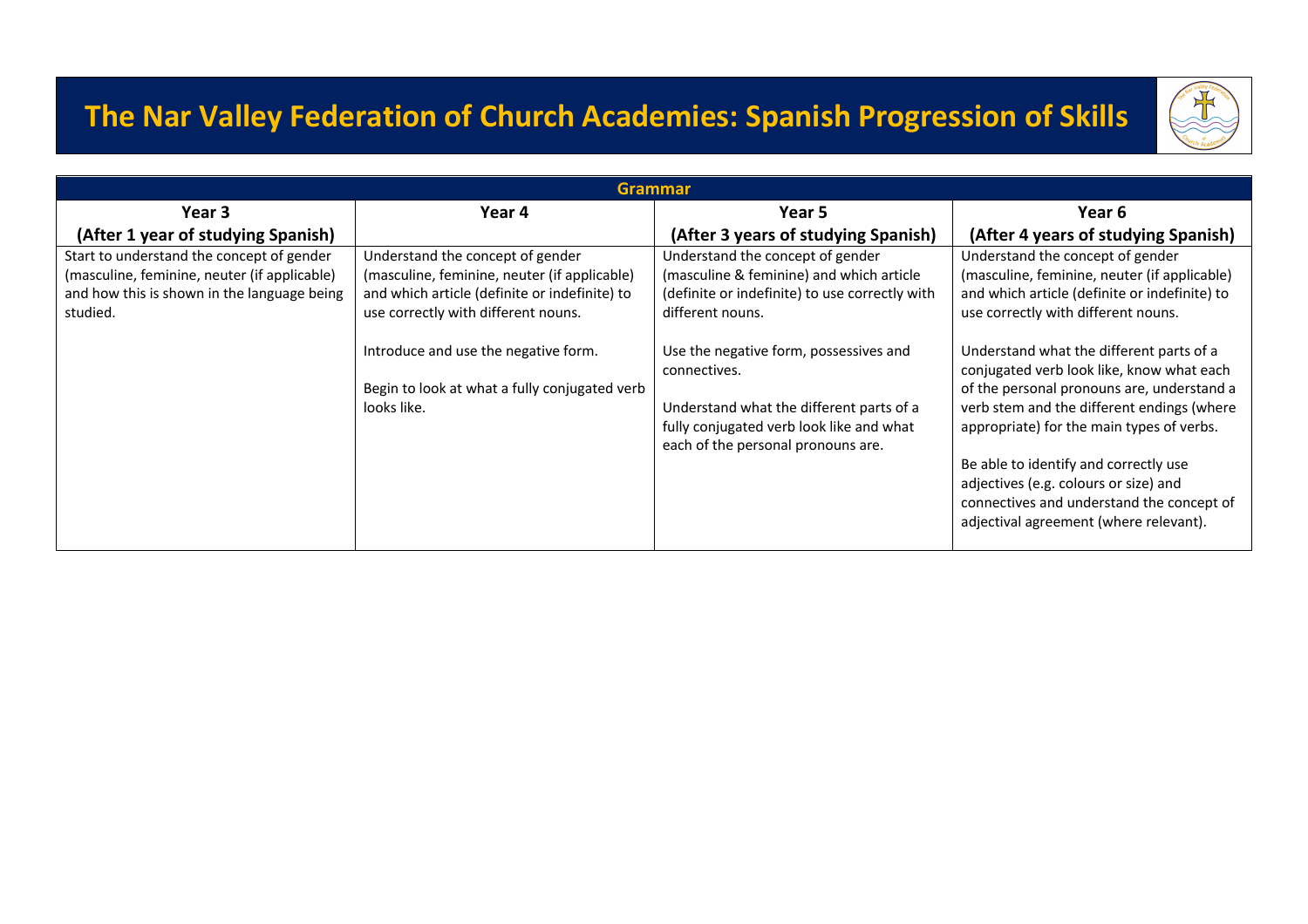# The Nar Valley Federation of Church Academies: Spanish Progression of Skills

| Grammar | | | |
|---|---|---|---|
| **Year 3 (After 1 year of studying Spanish)** | **Year 4** | **Year 5 (After 3 years of studying Spanish)** | **Year 6 (After 4 years of studying Spanish)** |
| Start to understand the concept of gender (masculine, feminine, neuter (if applicable) and how this is shown in the language being studied. | Understand the concept of gender (masculine, feminine, neuter (if applicable) and which article (definite or indefinite) to use correctly with different nouns.<br><br>Introduce and use the negative form.<br><br>Begin to look at what a fully conjugated verb looks like. | Understand the concept of gender (masculine & feminine) and which article (definite or indefinite) to use correctly with different nouns.<br><br>Use the negative form, possessives and connectives.<br><br>Understand what the different parts of a fully conjugated verb look like and what each of the personal pronouns are. | Understand the concept of gender (masculine, feminine, neuter (if applicable) and which article (definite or indefinite) to use correctly with different nouns.<br><br>Understand what the different parts of a conjugated verb look like, know what each of the personal pronouns are, understand a verb stem and the different endings (where appropriate) for the main types of verbs.<br><br>Be able to identify and correctly use adjectives (e.g. colours or size) and connectives and understand the concept of adjectival agreement (where relevant). |